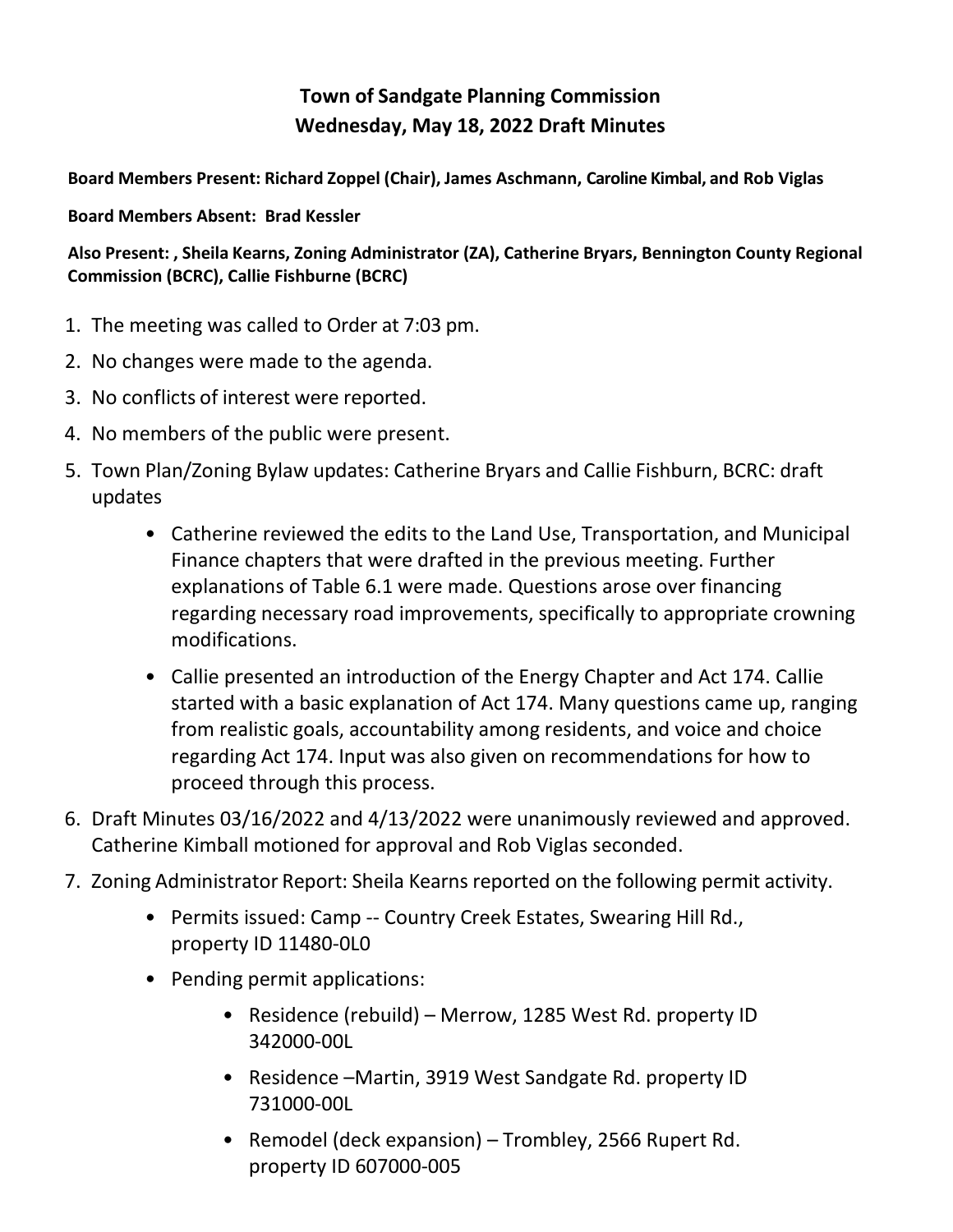# Town of Sandgate Planning Commission
## Wednesday, May 18, 2022 Draft Minutes

**Board Members Present: Richard Zoppel (Chair), James Aschmann, Caroline Kimbal, and Rob Viglas**

**Board Members Absent: Brad Kessler**

**Also Present: , Sheila Kearns, Zoning Administrator (ZA), Catherine Bryars, Bennington County Regional Commission (BCRC), Callie Fishburne (BCRC)**

1. The meeting was called to Order at 7:03 pm.
2. No changes were made to the agenda.
3. No conflicts of interest were reported.
4. No members of the public were present.
5. Town Plan/Zoning Bylaw updates: Catherine Bryars and Callie Fishburn, BCRC: draft updates
    - Catherine reviewed the edits to the Land Use, Transportation, and Municipal Finance chapters that were drafted in the previous meeting. Further explanations of Table 6.1 were made. Questions arose over financing regarding necessary road improvements, specifically to appropriate crowning modifications.
    - Callie presented an introduction of the Energy Chapter and Act 174. Callie started with a basic explanation of Act 174. Many questions came up, ranging from realistic goals, accountability among residents, and voice and choice regarding Act 174. Input was also given on recommendations for how to proceed through this process.
6. Draft Minutes 03/16/2022 and 4/13/2022 were unanimously reviewed and approved. Catherine Kimball motioned for approval and Rob Viglas seconded.
7. Zoning Administrator Report: Sheila Kearns reported on the following permit activity.
    - Permits issued: Camp -- Country Creek Estates, Swearing Hill Rd., property ID 11480-0L0
    - Pending permit applications:
        - Residence (rebuild) – Merrow, 1285 West Rd. property ID 342000-00L
        - Residence –Martin, 3919 West Sandgate Rd. property ID 731000-00L
        - Remodel (deck expansion) – Trombley, 2566 Rupert Rd. property ID 607000-005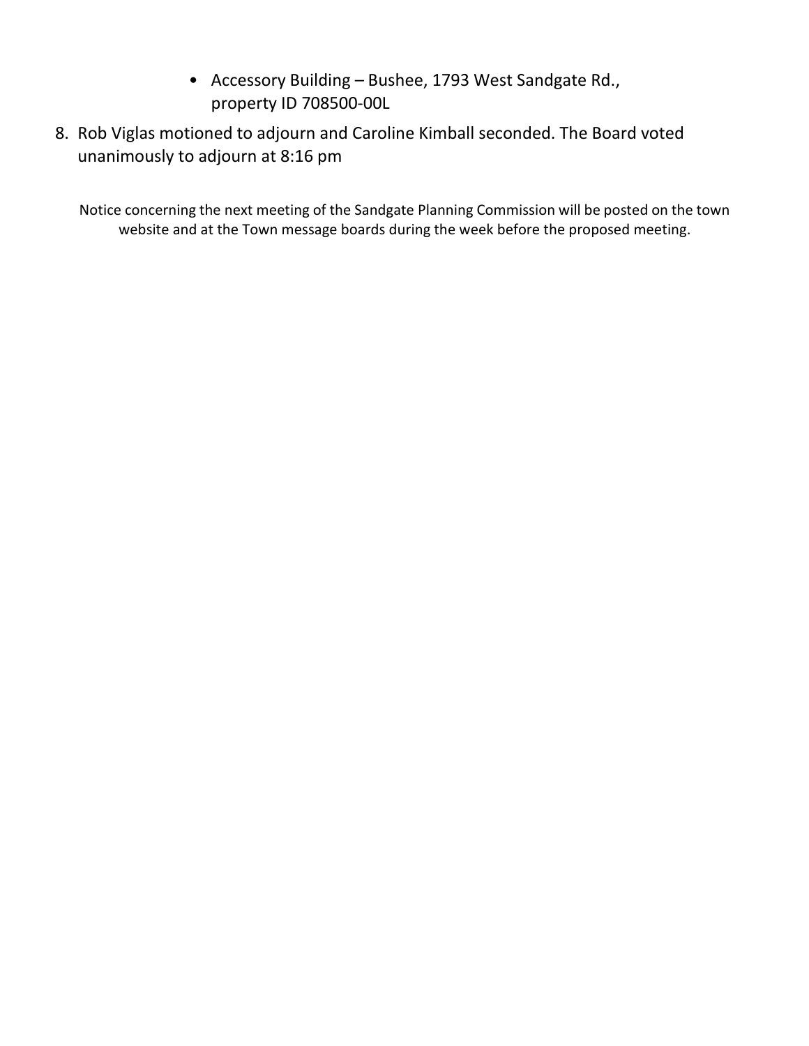- Accessory Building – Bushee, 1793 West Sandgate Rd., property ID 708500-00L

8. Rob Viglas motioned to adjourn and Caroline Kimball seconded. The Board voted unanimously to adjourn at 8:16 pm

Notice concerning the next meeting of the Sandgate Planning Commission will be posted on the town website and at the Town message boards during the week before the proposed meeting.